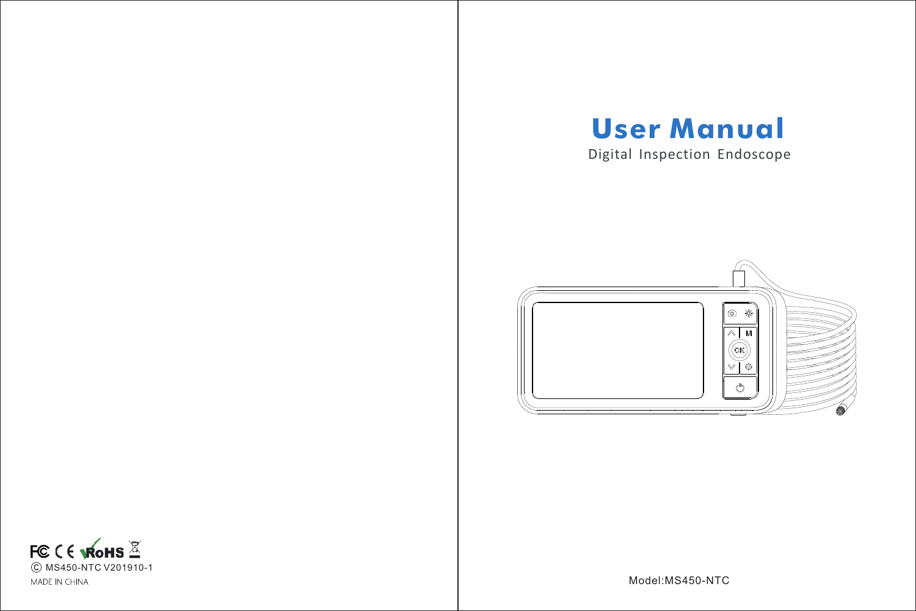# User Manual

Digital Inspection Endoscope

Model:MS450-NTC

FC CE RoHS

© MS450-NTC V201910-1

MADE IN CHINA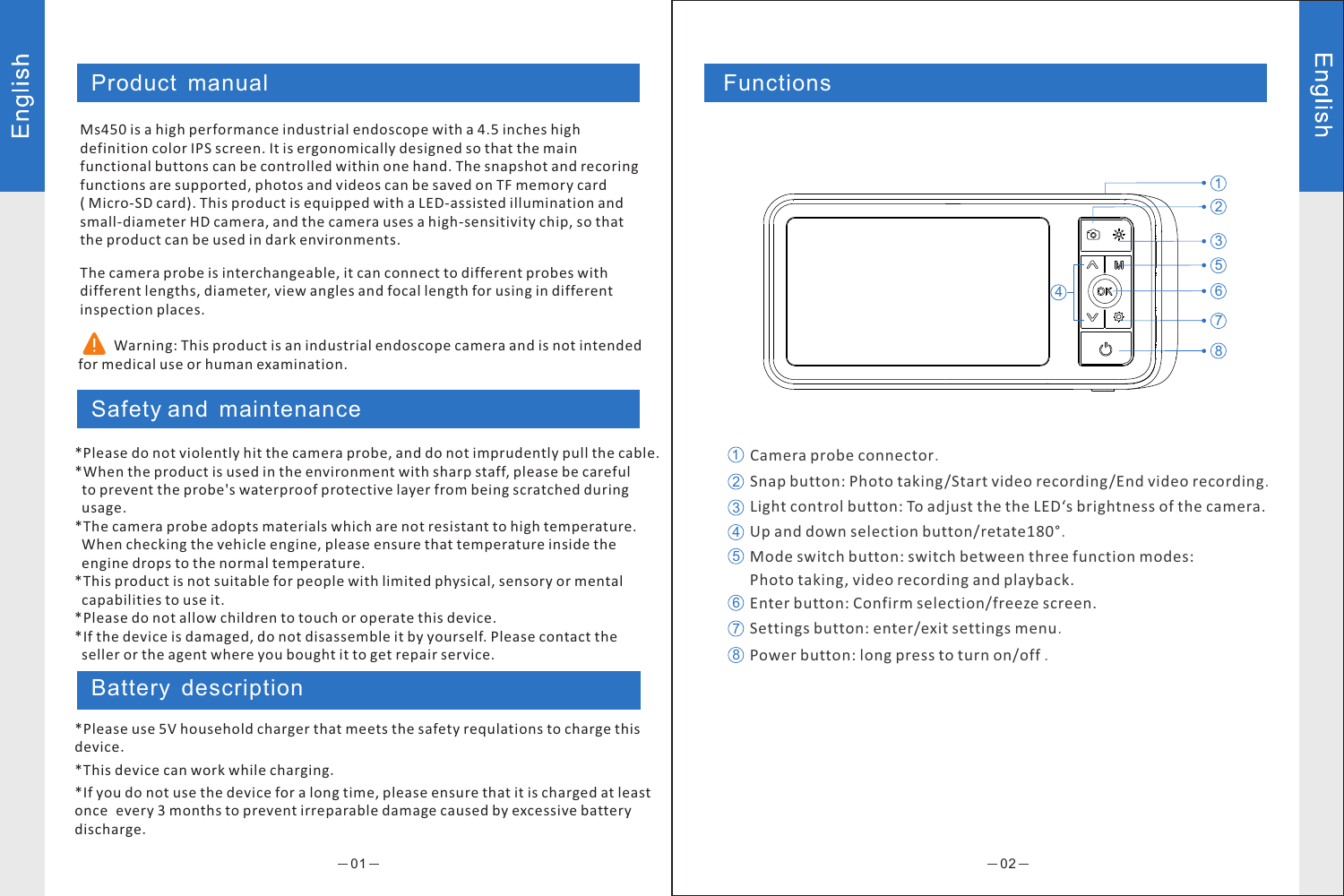## Product manual

Ms450 is a high performance industrial endoscope with a 4.5 inches high definition color IPS screen. It is ergonomically designed so that the main functional buttons can be controlled within one hand. The snapshot and recoring functions are supported, photos and videos can be saved on TF memory card ( Micro-SD card). This product is equipped with a LED-assisted illumination and small-diameter HD camera, and the camera uses a high-sensitivity chip, so that the product can be used in dark environments.

The camera probe is interchangeable, it can connect to different probes with different lengths, diameter, view angles and focal length for using in different inspection places.

⚠ Warning: This product is an industrial endoscope camera and is not intended for medical use or human examination.

## Safety and maintenance

*Please do not violently hit the camera probe, and do not imprudently pull the cable.
*When the product is used in the environment with sharp staff, please be careful to prevent the probe's waterproof protective layer from being scratched during usage.
*The camera probe adopts materials which are not resistant to high temperature. When checking the vehicle engine, please ensure that temperature inside the engine drops to the normal temperature.
*This product is not suitable for people with limited physical, sensory or mental capabilities to use it.
*Please do not allow children to touch or operate this device.
*If the device is damaged, do not disassemble it by yourself. Please contact the seller or the agent where you bought it to get repair service.

## Battery description

*Please use 5V household charger that meets the safety requlations to charge this device.

*This device can work while charging.

*If you do not use the device for a long time, please ensure that it is charged at least once every 3 months to prevent irreparable damage caused by excessive battery discharge.

## Functions

① Camera probe connector.
② Snap button: Photo taking/Start video recording/End video recording.
③ Light control button: To adjust the the LED‘s brightness of the camera.
④ Up and down selection button/retate180°.
⑤ Mode switch button: switch between three function modes: Photo taking, video recording and playback.
⑥ Enter button: Confirm selection/freeze screen.
⑦ Settings button: enter/exit settings menu.
⑧ Power button: long press to turn on/off .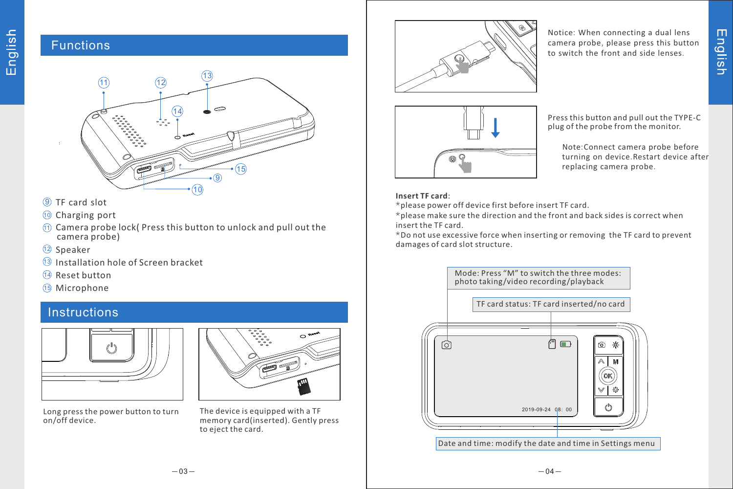## Functions

⑨ TF card slot

⑩ Charging port

⑪ Camera probe lock( Press this button to unlock and pull out the camera probe)

⑫ Speaker

⑬ Installation hole of Screen bracket

⑭ Reset button

⑮ Microphone

## Instructions

Long press the power button to turn on/off device.

The device is equipped with a TF memory card(inserted). Gently press to eject the card.

Notice: When connecting a dual lens camera probe, please press this button to switch the front and side lenses.

Press this button and pull out the TYPE-C plug of the probe from the monitor.

Note:Connect camera probe before turning on device.Restart device after replacing camera probe.

**Insert TF card**:

*please power off device first before insert TF card.

*please make sure the direction and the front and back sides is correct when insert the TF card.

*Do not use excessive force when inserting or removing the TF card to prevent damages of card slot structure.

Mode: Press "M" to switch the three modes: photo taking/video recording/playback

TF card status: TF card inserted/no card

Date and time: modify the date and time in Settings menu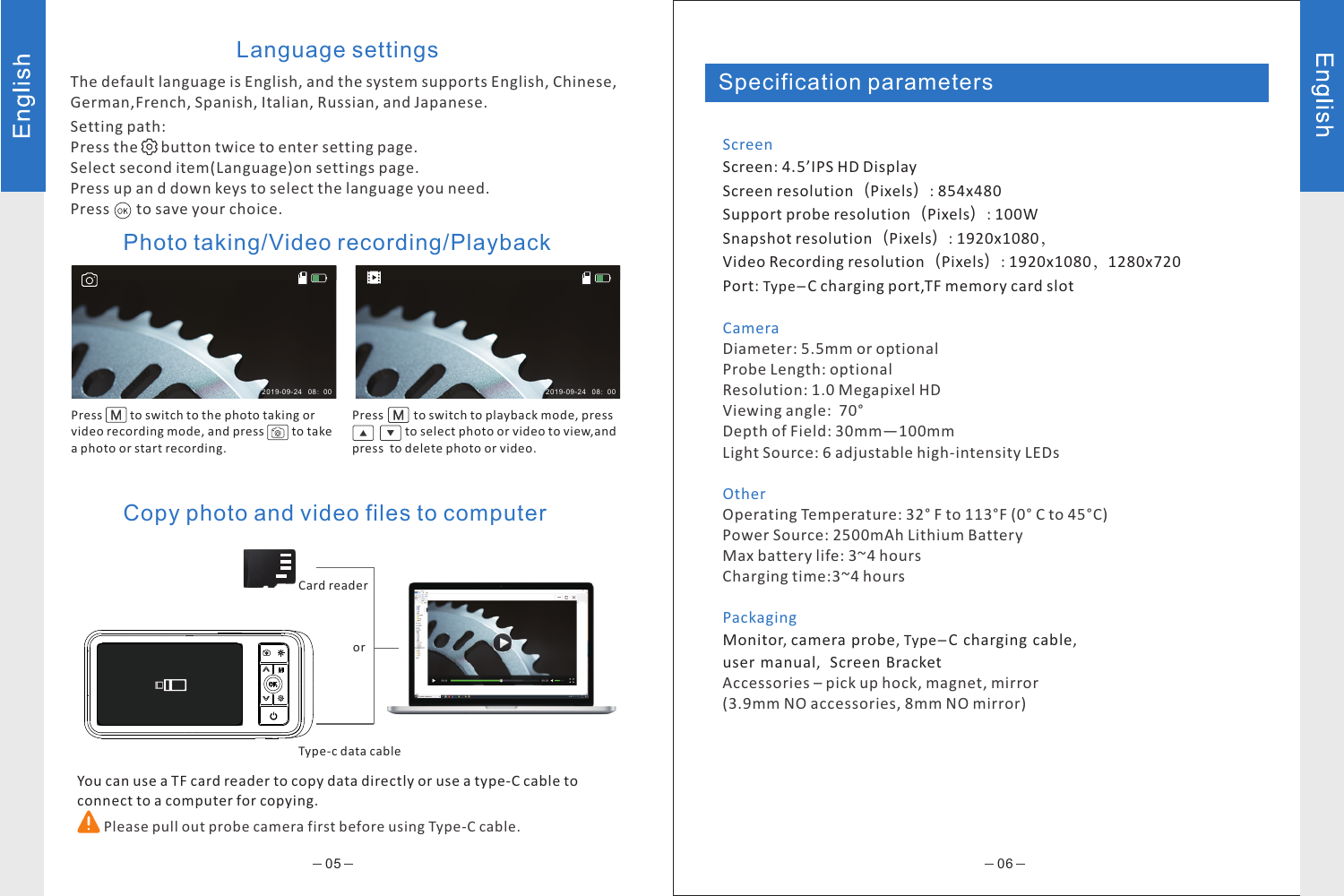## Language settings

The default language is English, and the system supports English, Chinese, German, French, Spanish, Italian, Russian, and Japanese.

Setting path:
Press the ⚙ button twice to enter setting page.
Select second item(Language)on settings page.
Press up an d down keys to select the language you need.
Press OK to save your choice.

## Photo taking/Video recording/Playback

2019-09-24 08: 00

Press M to switch to the photo taking or video recording mode, and press 📷 to take a photo or start recording.

2019-09-24 08: 00

Press M to switch to playback mode, press ▲ ▼ to select photo or video to view,and press to delete photo or video.

## Copy photo and video files to computer

Card reader

or

Type-c data cable

You can use a TF card reader to copy data directly or use a type-C cable to connect to a computer for copying.

⚠ Please pull out probe camera first before using Type-C cable.

## Specification parameters

### Screen

Screen: 4.5'IPS HD Display
Screen resolution (Pixels) : 854x480
Support probe resolution (Pixels) : 100W
Snapshot resolution (Pixels) : 1920x1080,
Video Recording resolution (Pixels) : 1920x1080, 1280x720
Port: Type–C charging port,TF memory card slot

### Camera

Diameter: 5.5mm or optional
Probe Length: optional
Resolution: 1.0 Megapixel HD
Viewing angle: 70°
Depth of Field: 30mm—100mm
Light Source: 6 adjustable high-intensity LEDs

### Other

Operating Temperature: 32° F to 113°F (0° C to 45°C)
Power Source: 2500mAh Lithium Battery
Max battery life: 3~4 hours
Charging time:3~4 hours

### Packaging

Monitor, camera probe, Type–C charging cable, user manual, Screen Bracket
Accessories – pick up hock, magnet, mirror
(3.9mm NO accessories, 8mm NO mirror)